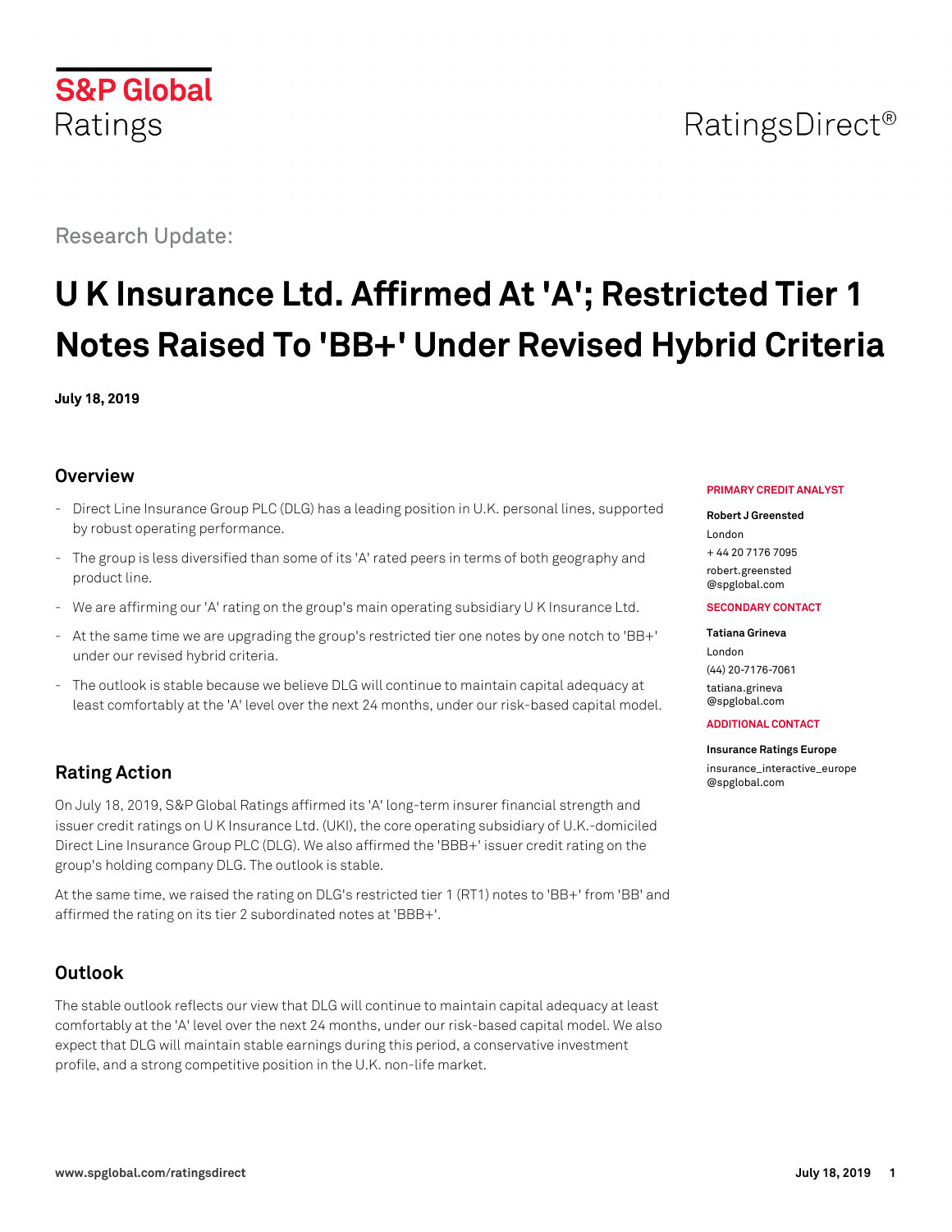S&P Global Ratings

RatingsDirect®

Research Update:

# U K Insurance Ltd. Affirmed At 'A'; Restricted Tier 1 Notes Raised To 'BB+' Under Revised Hybrid Criteria

**July 18, 2019**

## Overview

- Direct Line Insurance Group PLC (DLG) has a leading position in U.K. personal lines, supported by robust operating performance.
- The group is less diversified than some of its 'A' rated peers in terms of both geography and product line.
- We are affirming our 'A' rating on the group's main operating subsidiary U K Insurance Ltd.
- At the same time we are upgrading the group's restricted tier one notes by one notch to 'BB+' under our revised hybrid criteria.
- The outlook is stable because we believe DLG will continue to maintain capital adequacy at least comfortably at the 'A' level over the next 24 months, under our risk-based capital model.

## Rating Action

On July 18, 2019, S&P Global Ratings affirmed its 'A' long-term insurer financial strength and issuer credit ratings on U K Insurance Ltd. (UKI), the core operating subsidiary of U.K.-domiciled Direct Line Insurance Group PLC (DLG). We also affirmed the 'BBB+' issuer credit rating on the group's holding company DLG. The outlook is stable.

At the same time, we raised the rating on DLG's restricted tier 1 (RT1) notes to 'BB+' from 'BB' and affirmed the rating on its tier 2 subordinated notes at 'BBB+'.

## Outlook

The stable outlook reflects our view that DLG will continue to maintain capital adequacy at least comfortably at the 'A' level over the next 24 months, under our risk-based capital model. We also expect that DLG will maintain stable earnings during this period, a conservative investment profile, and a strong competitive position in the U.K. non-life market.

**PRIMARY CREDIT ANALYST**

**Robert J Greensted**
London
+ 44 20 7176 7095
robert.greensted@spglobal.com

**SECONDARY CONTACT**

**Tatiana Grineva**
London
(44) 20-7176-7061
tatiana.grineva@spglobal.com

**ADDITIONAL CONTACT**

**Insurance Ratings Europe**
insurance_interactive_europe@spglobal.com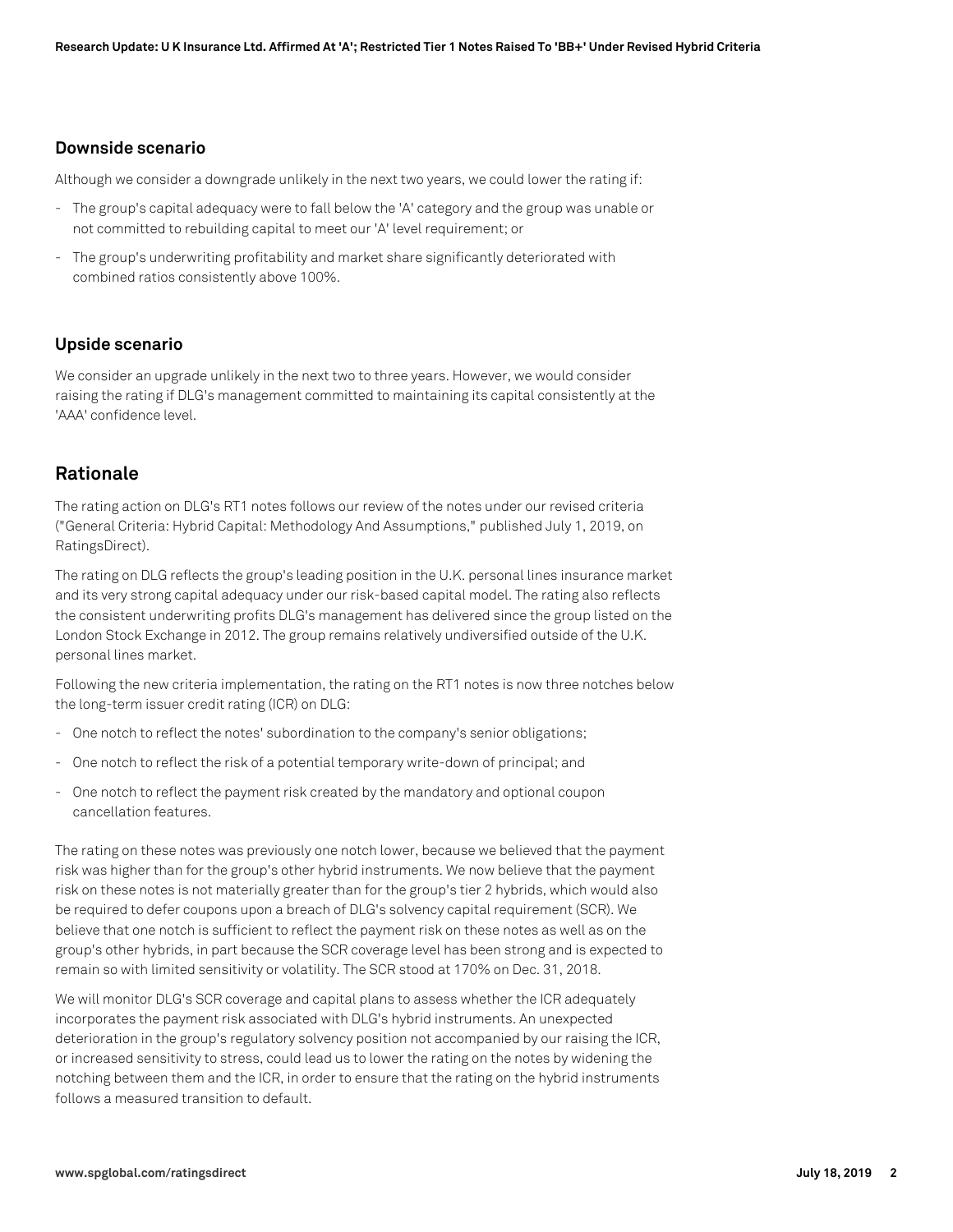### Downside scenario

Although we consider a downgrade unlikely in the next two years, we could lower the rating if:

- The group's capital adequacy were to fall below the 'A' category and the group was unable or not committed to rebuilding capital to meet our 'A' level requirement; or
- The group's underwriting profitability and market share significantly deteriorated with combined ratios consistently above 100%.

### Upside scenario

We consider an upgrade unlikely in the next two to three years. However, we would consider raising the rating if DLG's management committed to maintaining its capital consistently at the 'AAA' confidence level.

## Rationale

The rating action on DLG's RT1 notes follows our review of the notes under our revised criteria ("General Criteria: Hybrid Capital: Methodology And Assumptions," published July 1, 2019, on RatingsDirect).

The rating on DLG reflects the group's leading position in the U.K. personal lines insurance market and its very strong capital adequacy under our risk-based capital model. The rating also reflects the consistent underwriting profits DLG's management has delivered since the group listed on the London Stock Exchange in 2012. The group remains relatively undiversified outside of the U.K. personal lines market.

Following the new criteria implementation, the rating on the RT1 notes is now three notches below the long-term issuer credit rating (ICR) on DLG:

- One notch to reflect the notes' subordination to the company's senior obligations;
- One notch to reflect the risk of a potential temporary write-down of principal; and
- One notch to reflect the payment risk created by the mandatory and optional coupon cancellation features.

The rating on these notes was previously one notch lower, because we believed that the payment risk was higher than for the group's other hybrid instruments. We now believe that the payment risk on these notes is not materially greater than for the group's tier 2 hybrids, which would also be required to defer coupons upon a breach of DLG's solvency capital requirement (SCR). We believe that one notch is sufficient to reflect the payment risk on these notes as well as on the group's other hybrids, in part because the SCR coverage level has been strong and is expected to remain so with limited sensitivity or volatility. The SCR stood at 170% on Dec. 31, 2018.

We will monitor DLG's SCR coverage and capital plans to assess whether the ICR adequately incorporates the payment risk associated with DLG's hybrid instruments. An unexpected deterioration in the group's regulatory solvency position not accompanied by our raising the ICR, or increased sensitivity to stress, could lead us to lower the rating on the notes by widening the notching between them and the ICR, in order to ensure that the rating on the hybrid instruments follows a measured transition to default.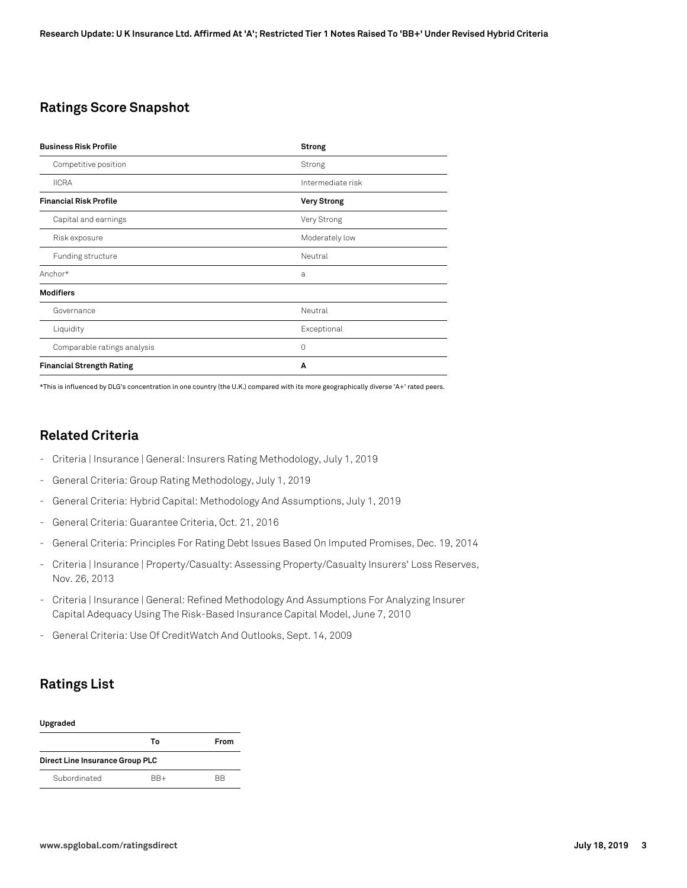## Ratings Score Snapshot

| | |
|---|---|
| **Business Risk Profile** | **Strong** |
| Competitive position | Strong |
| IICRA | Intermediate risk |
| **Financial Risk Profile** | **Very Strong** |
| Capital and earnings | Very Strong |
| Risk exposure | Moderately low |
| Funding structure | Neutral |
| Anchor* | a |
| **Modifiers** | |
| Governance | Neutral |
| Liquidity | Exceptional |
| Comparable ratings analysis | 0 |
| **Financial Strength Rating** | **A** |

*This is influenced by DLG's concentration in one country (the U.K.) compared with its more geographically diverse 'A+' rated peers.

## Related Criteria

- Criteria | Insurance | General: Insurers Rating Methodology, July 1, 2019
- General Criteria: Group Rating Methodology, July 1, 2019
- General Criteria: Hybrid Capital: Methodology And Assumptions, July 1, 2019
- General Criteria: Guarantee Criteria, Oct. 21, 2016
- General Criteria: Principles For Rating Debt Issues Based On Imputed Promises, Dec. 19, 2014
- Criteria | Insurance | Property/Casualty: Assessing Property/Casualty Insurers' Loss Reserves, Nov. 26, 2013
- Criteria | Insurance | General: Refined Methodology And Assumptions For Analyzing Insurer Capital Adequacy Using The Risk-Based Insurance Capital Model, June 7, 2010
- General Criteria: Use Of CreditWatch And Outlooks, Sept. 14, 2009

## Ratings List

**Upgraded**

| | To | From |
|---|---|---|
| **Direct Line Insurance Group PLC** | | |
| Subordinated | BB+ | BB |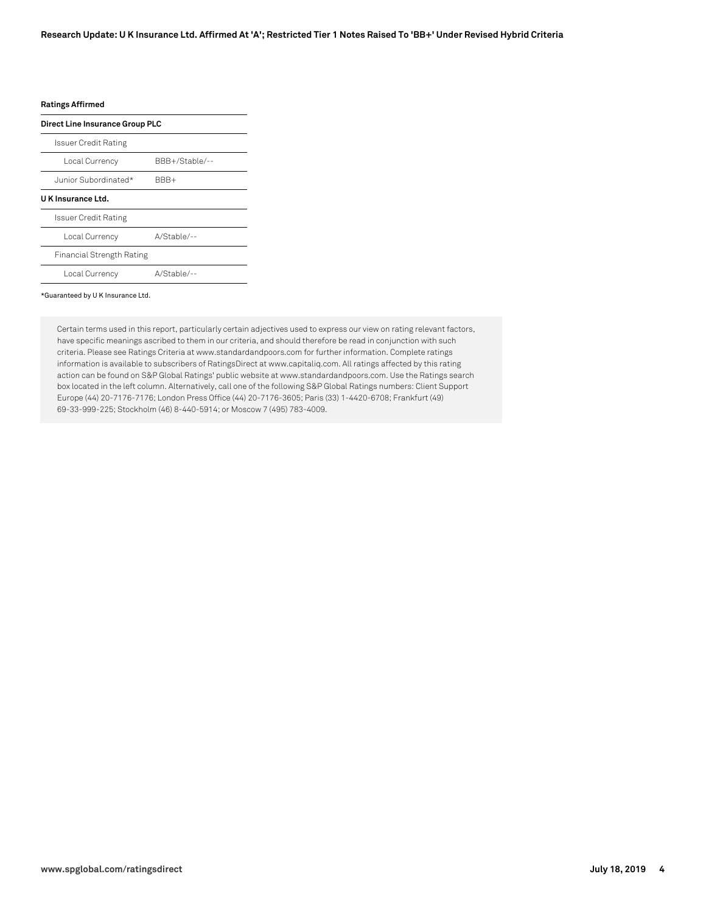**Ratings Affirmed**

| | |
|---|---|
| **Direct Line Insurance Group PLC** | |
| Issuer Credit Rating | |
| Local Currency | BBB+/Stable/-- |
| Junior Subordinated* | BBB+ |
| **U K Insurance Ltd.** | |
| Issuer Credit Rating | |
| Local Currency | A/Stable/-- |
| Financial Strength Rating | |
| Local Currency | A/Stable/-- |

*Guaranteed by U K Insurance Ltd.

Certain terms used in this report, particularly certain adjectives used to express our view on rating relevant factors, have specific meanings ascribed to them in our criteria, and should therefore be read in conjunction with such criteria. Please see Ratings Criteria at www.standardandpoors.com for further information. Complete ratings information is available to subscribers of RatingsDirect at www.capitaliq.com. All ratings affected by this rating action can be found on S&P Global Ratings' public website at www.standardandpoors.com. Use the Ratings search box located in the left column. Alternatively, call one of the following S&P Global Ratings numbers: Client Support Europe (44) 20-7176-7176; London Press Office (44) 20-7176-3605; Paris (33) 1-4420-6708; Frankfurt (49) 69-33-999-225; Stockholm (46) 8-440-5914; or Moscow 7 (495) 783-4009.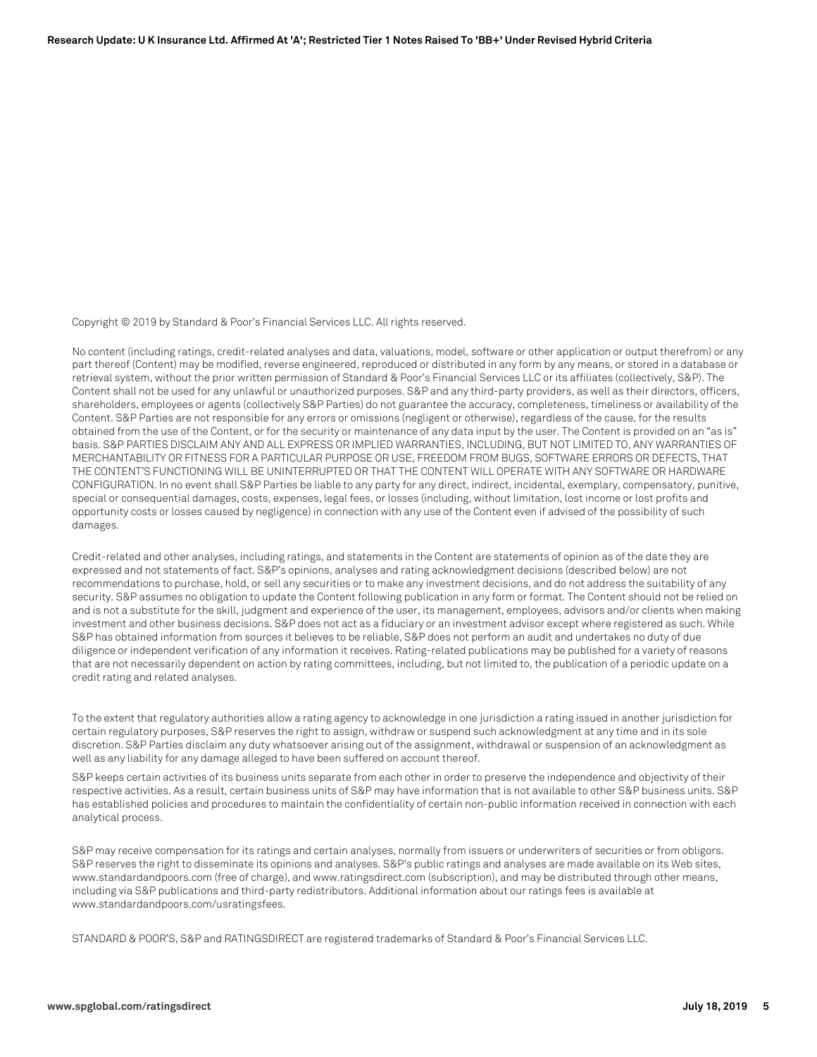Copyright © 2019 by Standard & Poor's Financial Services LLC. All rights reserved.

No content (including ratings, credit-related analyses and data, valuations, model, software or other application or output therefrom) or any part thereof (Content) may be modified, reverse engineered, reproduced or distributed in any form by any means, or stored in a database or retrieval system, without the prior written permission of Standard & Poor's Financial Services LLC or its affiliates (collectively, S&P). The Content shall not be used for any unlawful or unauthorized purposes. S&P and any third-party providers, as well as their directors, officers, shareholders, employees or agents (collectively S&P Parties) do not guarantee the accuracy, completeness, timeliness or availability of the Content. S&P Parties are not responsible for any errors or omissions (negligent or otherwise), regardless of the cause, for the results obtained from the use of the Content, or for the security or maintenance of any data input by the user. The Content is provided on an "as is" basis. S&P PARTIES DISCLAIM ANY AND ALL EXPRESS OR IMPLIED WARRANTIES, INCLUDING, BUT NOT LIMITED TO, ANY WARRANTIES OF MERCHANTABILITY OR FITNESS FOR A PARTICULAR PURPOSE OR USE, FREEDOM FROM BUGS, SOFTWARE ERRORS OR DEFECTS, THAT THE CONTENT'S FUNCTIONING WILL BE UNINTERRUPTED OR THAT THE CONTENT WILL OPERATE WITH ANY SOFTWARE OR HARDWARE CONFIGURATION. In no event shall S&P Parties be liable to any party for any direct, indirect, incidental, exemplary, compensatory, punitive, special or consequential damages, costs, expenses, legal fees, or losses (including, without limitation, lost income or lost profits and opportunity costs or losses caused by negligence) in connection with any use of the Content even if advised of the possibility of such damages.

Credit-related and other analyses, including ratings, and statements in the Content are statements of opinion as of the date they are expressed and not statements of fact. S&P's opinions, analyses and rating acknowledgment decisions (described below) are not recommendations to purchase, hold, or sell any securities or to make any investment decisions, and do not address the suitability of any security. S&P assumes no obligation to update the Content following publication in any form or format. The Content should not be relied on and is not a substitute for the skill, judgment and experience of the user, its management, employees, advisors and/or clients when making investment and other business decisions. S&P does not act as a fiduciary or an investment advisor except where registered as such. While S&P has obtained information from sources it believes to be reliable, S&P does not perform an audit and undertakes no duty of due diligence or independent verification of any information it receives. Rating-related publications may be published for a variety of reasons that are not necessarily dependent on action by rating committees, including, but not limited to, the publication of a periodic update on a credit rating and related analyses.

To the extent that regulatory authorities allow a rating agency to acknowledge in one jurisdiction a rating issued in another jurisdiction for certain regulatory purposes, S&P reserves the right to assign, withdraw or suspend such acknowledgment at any time and in its sole discretion. S&P Parties disclaim any duty whatsoever arising out of the assignment, withdrawal or suspension of an acknowledgment as well as any liability for any damage alleged to have been suffered on account thereof.

S&P keeps certain activities of its business units separate from each other in order to preserve the independence and objectivity of their respective activities. As a result, certain business units of S&P may have information that is not available to other S&P business units. S&P has established policies and procedures to maintain the confidentiality of certain non-public information received in connection with each analytical process.

S&P may receive compensation for its ratings and certain analyses, normally from issuers or underwriters of securities or from obligors. S&P reserves the right to disseminate its opinions and analyses. S&P's public ratings and analyses are made available on its Web sites, www.standardandpoors.com (free of charge), and www.ratingsdirect.com (subscription), and may be distributed through other means, including via S&P publications and third-party redistributors. Additional information about our ratings fees is available at www.standardandpoors.com/usratingsfees.

STANDARD & POOR'S, S&P and RATINGSDIRECT are registered trademarks of Standard & Poor's Financial Services LLC.